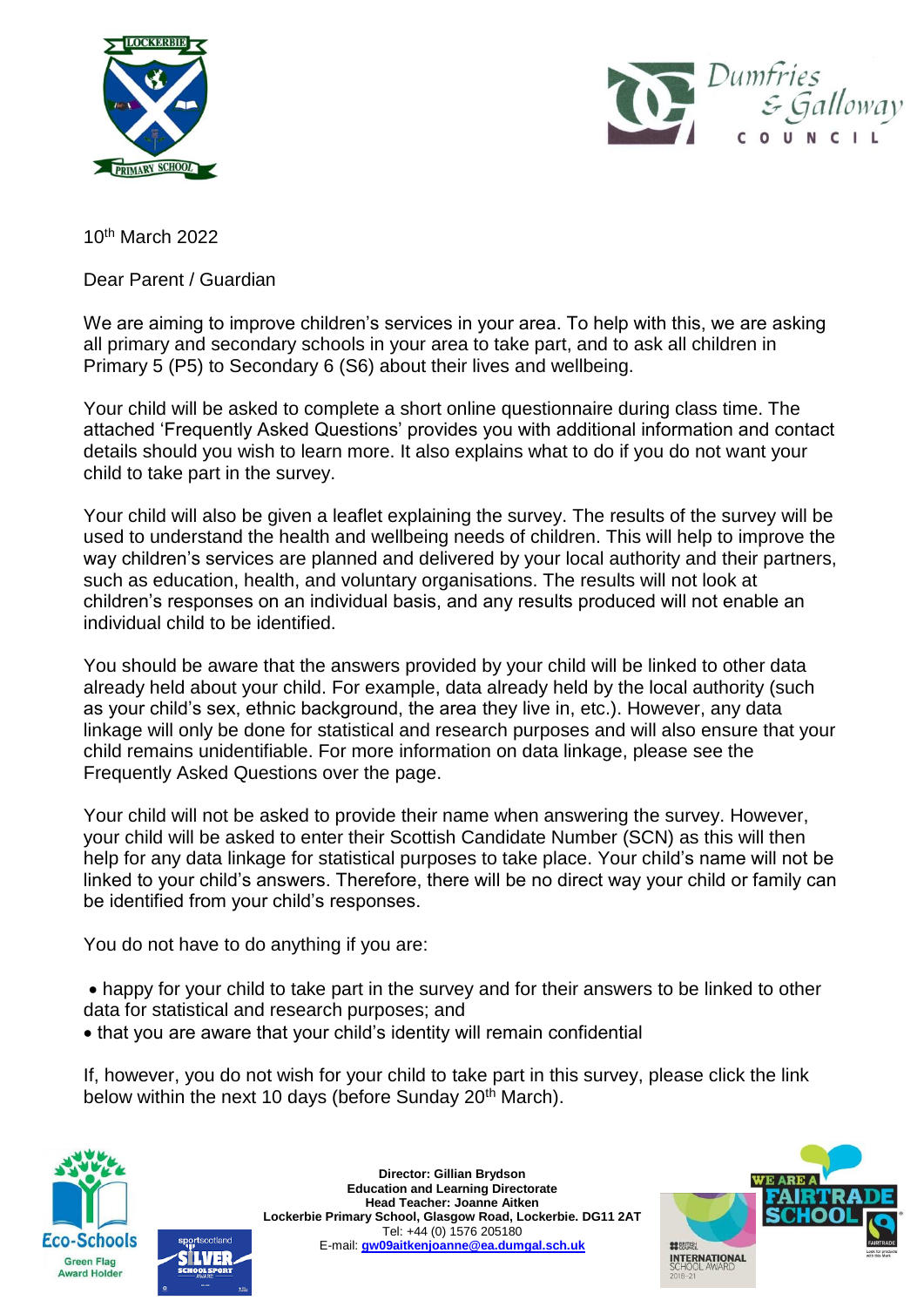10th March 2022

Dear Parent / Guardian

We are aiming to improve children's services in your area. To help with this, we are asking all primary and secondary schools in your area to take part, and to ask all children in Primary 5 (P5) to Secondary 6 (S6) about their lives and wellbeing.

Your child will be asked to complete a short online questionnaire during class time. The attached 'Frequently Asked Questions' provides you with additional information and contact details should you wish to learn more. It also explains what to do if you do not want your child to take part in the survey.

Your child will also be given a leaflet explaining the survey. The results of the survey will be used to understand the health and wellbeing needs of children. This will help to improve the way children's services are planned and delivered by your local authority and their partners, such as education, health, and voluntary organisations. The results will not look at children's responses on an individual basis, and any results produced will not enable an individual child to be identified.

You should be aware that the answers provided by your child will be linked to other data already held about your child. For example, data already held by the local authority (such as your child's sex, ethnic background, the area they live in, etc.). However, any data linkage will only be done for statistical and research purposes and will also ensure that your child remains unidentifiable. For more information on data linkage, please see the Frequently Asked Questions over the page.

Your child will not be asked to provide their name when answering the survey. However, your child will be asked to enter their Scottish Candidate Number (SCN) as this will then help for any data linkage for statistical purposes to take place. Your child's name will not be linked to your child's answers. Therefore, there will be no direct way your child or family can be identified from your child's responses.

You do not have to do anything if you are:

- happy for your child to take part in the survey and for their answers to be linked to other data for statistical and research purposes; and
- that you are aware that your child's identity will remain confidential

If, however, you do not wish for your child to take part in this survey, please click the link below within the next 10 days (before Sunday 20th March).

**Director: Gillian Brydson**
**Education and Learning Directorate**
**Head Teacher: Joanne Aitken**
**Lockerbie Primary School, Glasgow Road, Lockerbie. DG11 2AT**
Tel: +44 (0) 1576 205180
E-mail: **gw09aitkenjoanne@ea.dumgal.sch.uk**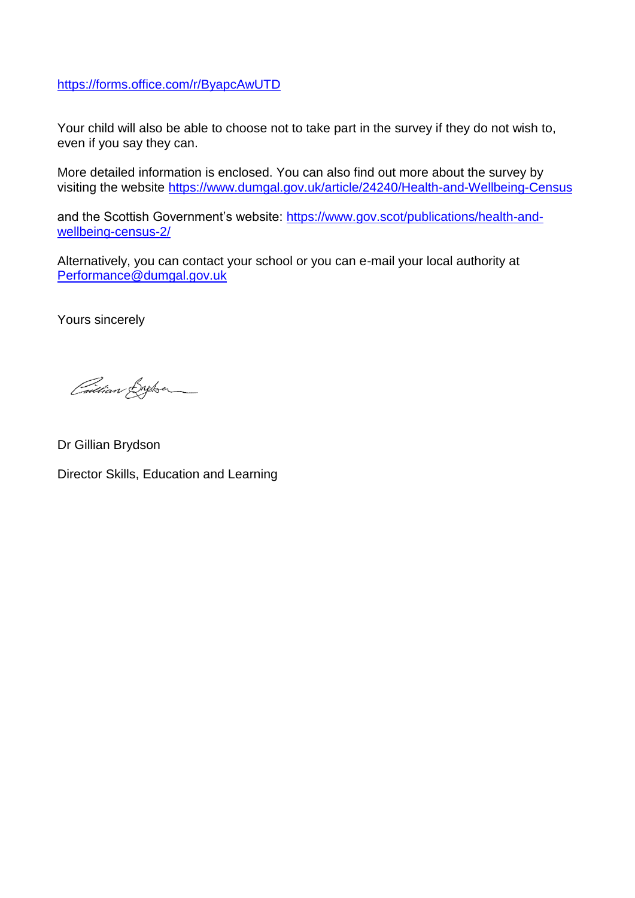https://forms.office.com/r/ByapcAwUTD

Your child will also be able to choose not to take part in the survey if they do not wish to, even if you say they can.

More detailed information is enclosed. You can also find out more about the survey by visiting the website https://www.dumgal.gov.uk/article/24240/Health-and-Wellbeing-Census

and the Scottish Government's website: https://www.gov.scot/publications/health-and-wellbeing-census-2/

Alternatively, you can contact your school or you can e-mail your local authority at Performance@dumgal.gov.uk

Yours sincerely

Dr Gillian Brydson

Director Skills, Education and Learning